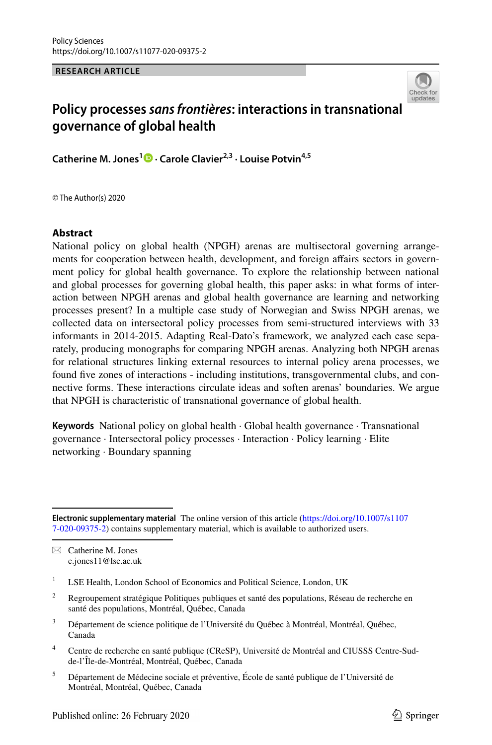Policy Sciences
https://doi.org/10.1007/s11077-020-09375-2

**RESEARCH ARTICLE**

# Policy processes *sans frontières*: interactions in transnational governance of global health

**Catherine M. Jones**[1] · **Carole Clavier**[2,3] · **Louise Potvin**[4,5]

© The Author(s) 2020

## Abstract

National policy on global health (NPGH) arenas are multisectoral governing arrangements for cooperation between health, development, and foreign affairs sectors in government policy for global health governance. To explore the relationship between national and global processes for governing global health, this paper asks: in what forms of interaction between NPGH arenas and global health governance are learning and networking processes present? In a multiple case study of Norwegian and Swiss NPGH arenas, we collected data on intersectoral policy processes from semi-structured interviews with 33 informants in 2014-2015. Adapting Real-Dato's framework, we analyzed each case separately, producing monographs for comparing NPGH arenas. Analyzing both NPGH arenas for relational structures linking external resources to internal policy arena processes, we found five zones of interactions - including institutions, transgovernmental clubs, and connective forms. These interactions circulate ideas and soften arenas' boundaries. We argue that NPGH is characteristic of transnational governance of global health.

**Keywords** National policy on global health · Global health governance · Transnational governance · Intersectoral policy processes · Interaction · Policy learning · Elite networking · Boundary spanning

---

**Electronic supplementary material** The online version of this article (https://doi.org/10.1007/s11077-020-09375-2) contains supplementary material, which is available to authorized users.

✉ Catherine M. Jones
c.jones11@lse.ac.uk

[1] LSE Health, London School of Economics and Political Science, London, UK

[2] Regroupement stratégique Politiques publiques et santé des populations, Réseau de recherche en santé des populations, Montréal, Québec, Canada

[3] Département de science politique de l'Université du Québec à Montréal, Montréal, Québec, Canada

[4] Centre de recherche en santé publique (CReSP), Université de Montréal and CIUSSS Centre-Sud-de-l'Île-de-Montréal, Montréal, Québec, Canada

[5] Département de Médecine sociale et préventive, École de santé publique de l'Université de Montréal, Montréal, Québec, Canada

Published online: 26 February 2020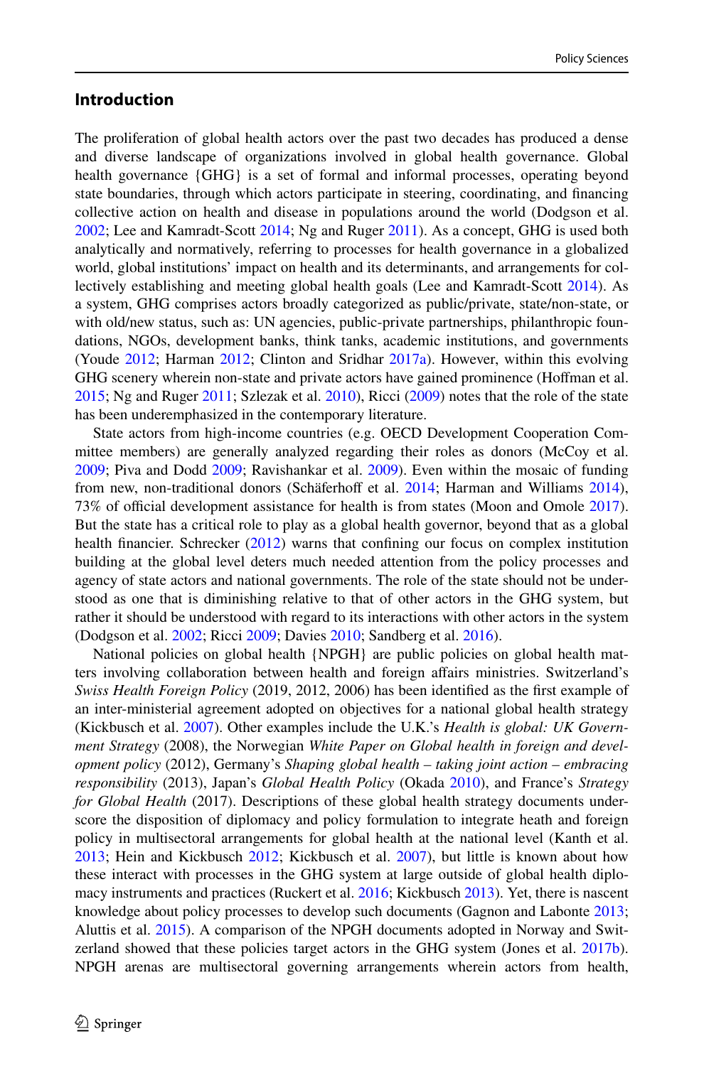## Introduction

The proliferation of global health actors over the past two decades has produced a dense and diverse landscape of organizations involved in global health governance. Global health governance {GHG} is a set of formal and informal processes, operating beyond state boundaries, through which actors participate in steering, coordinating, and financing collective action on health and disease in populations around the world (Dodgson et al. 2002; Lee and Kamradt-Scott 2014; Ng and Ruger 2011). As a concept, GHG is used both analytically and normatively, referring to processes for health governance in a globalized world, global institutions' impact on health and its determinants, and arrangements for collectively establishing and meeting global health goals (Lee and Kamradt-Scott 2014). As a system, GHG comprises actors broadly categorized as public/private, state/non-state, or with old/new status, such as: UN agencies, public-private partnerships, philanthropic foundations, NGOs, development banks, think tanks, academic institutions, and governments (Youde 2012; Harman 2012; Clinton and Sridhar 2017a). However, within this evolving GHG scenery wherein non-state and private actors have gained prominence (Hoffman et al. 2015; Ng and Ruger 2011; Szlezak et al. 2010), Ricci (2009) notes that the role of the state has been underemphasized in the contemporary literature.

State actors from high-income countries (e.g. OECD Development Cooperation Committee members) are generally analyzed regarding their roles as donors (McCoy et al. 2009; Piva and Dodd 2009; Ravishankar et al. 2009). Even within the mosaic of funding from new, non-traditional donors (Schäferhoff et al. 2014; Harman and Williams 2014), 73% of official development assistance for health is from states (Moon and Omole 2017). But the state has a critical role to play as a global health governor, beyond that as a global health financier. Schrecker (2012) warns that confining our focus on complex institution building at the global level deters much needed attention from the policy processes and agency of state actors and national governments. The role of the state should not be understood as one that is diminishing relative to that of other actors in the GHG system, but rather it should be understood with regard to its interactions with other actors in the system (Dodgson et al. 2002; Ricci 2009; Davies 2010; Sandberg et al. 2016).

National policies on global health {NPGH} are public policies on global health matters involving collaboration between health and foreign affairs ministries. Switzerland's *Swiss Health Foreign Policy* (2019, 2012, 2006) has been identified as the first example of an inter-ministerial agreement adopted on objectives for a national global health strategy (Kickbusch et al. 2007). Other examples include the U.K.'s *Health is global: UK Government Strategy* (2008), the Norwegian *White Paper on Global health in foreign and development policy* (2012), Germany's *Shaping global health – taking joint action – embracing responsibility* (2013), Japan's *Global Health Policy* (Okada 2010), and France's *Strategy for Global Health* (2017). Descriptions of these global health strategy documents underscore the disposition of diplomacy and policy formulation to integrate heath and foreign policy in multisectoral arrangements for global health at the national level (Kanth et al. 2013; Hein and Kickbusch 2012; Kickbusch et al. 2007), but little is known about how these interact with processes in the GHG system at large outside of global health diplomacy instruments and practices (Ruckert et al. 2016; Kickbusch 2013). Yet, there is nascent knowledge about policy processes to develop such documents (Gagnon and Labonte 2013; Aluttis et al. 2015). A comparison of the NPGH documents adopted in Norway and Switzerland showed that these policies target actors in the GHG system (Jones et al. 2017b). NPGH arenas are multisectoral governing arrangements wherein actors from health,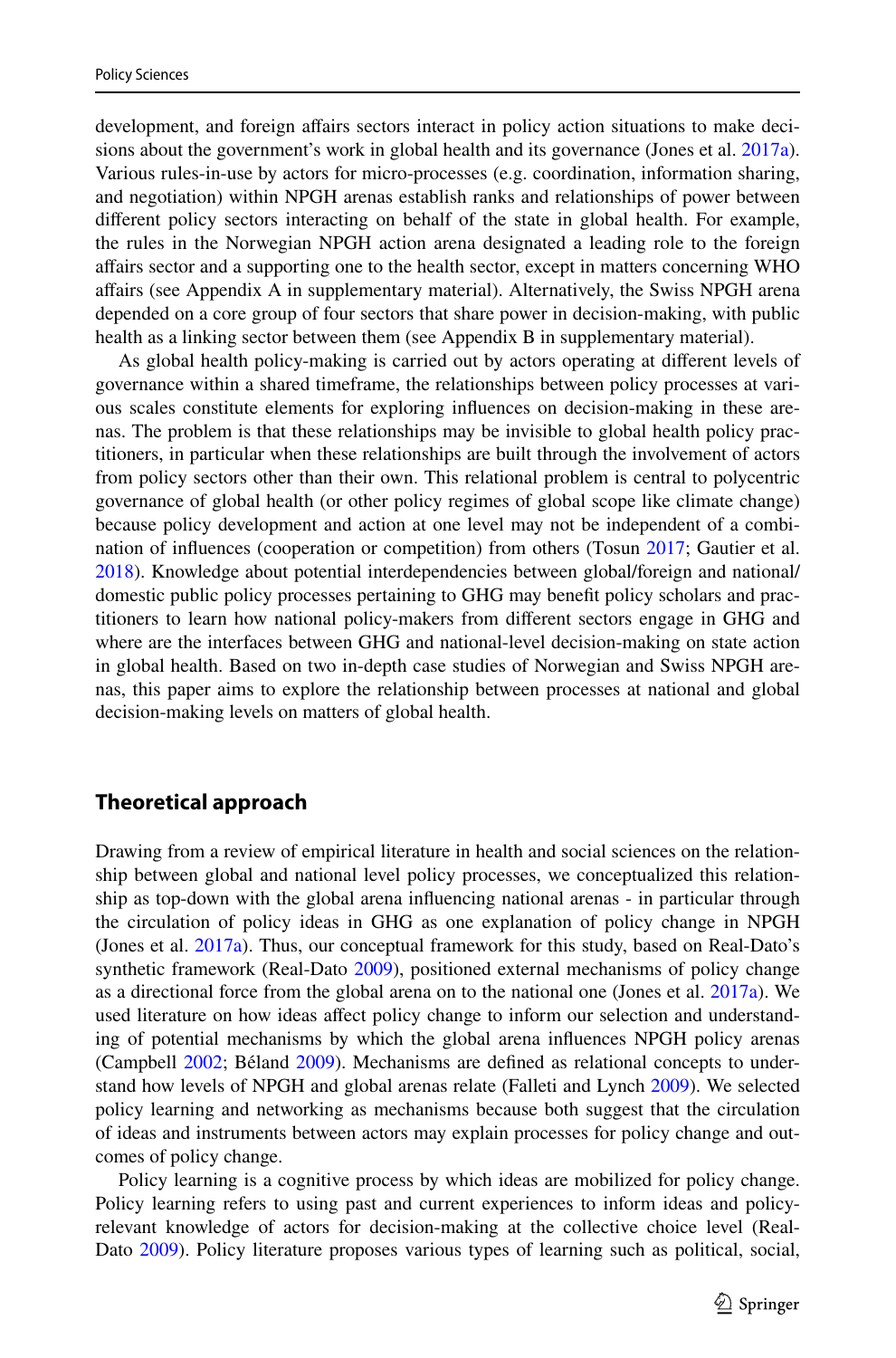development, and foreign affairs sectors interact in policy action situations to make decisions about the government's work in global health and its governance (Jones et al. 2017a). Various rules-in-use by actors for micro-processes (e.g. coordination, information sharing, and negotiation) within NPGH arenas establish ranks and relationships of power between different policy sectors interacting on behalf of the state in global health. For example, the rules in the Norwegian NPGH action arena designated a leading role to the foreign affairs sector and a supporting one to the health sector, except in matters concerning WHO affairs (see Appendix A in supplementary material). Alternatively, the Swiss NPGH arena depended on a core group of four sectors that share power in decision-making, with public health as a linking sector between them (see Appendix B in supplementary material).

As global health policy-making is carried out by actors operating at different levels of governance within a shared timeframe, the relationships between policy processes at various scales constitute elements for exploring influences on decision-making in these arenas. The problem is that these relationships may be invisible to global health policy practitioners, in particular when these relationships are built through the involvement of actors from policy sectors other than their own. This relational problem is central to polycentric governance of global health (or other policy regimes of global scope like climate change) because policy development and action at one level may not be independent of a combination of influences (cooperation or competition) from others (Tosun 2017; Gautier et al. 2018). Knowledge about potential interdependencies between global/foreign and national/domestic public policy processes pertaining to GHG may benefit policy scholars and practitioners to learn how national policy-makers from different sectors engage in GHG and where are the interfaces between GHG and national-level decision-making on state action in global health. Based on two in-depth case studies of Norwegian and Swiss NPGH arenas, this paper aims to explore the relationship between processes at national and global decision-making levels on matters of global health.

## Theoretical approach

Drawing from a review of empirical literature in health and social sciences on the relationship between global and national level policy processes, we conceptualized this relationship as top-down with the global arena influencing national arenas - in particular through the circulation of policy ideas in GHG as one explanation of policy change in NPGH (Jones et al. 2017a). Thus, our conceptual framework for this study, based on Real-Dato's synthetic framework (Real-Dato 2009), positioned external mechanisms of policy change as a directional force from the global arena on to the national one (Jones et al. 2017a). We used literature on how ideas affect policy change to inform our selection and understanding of potential mechanisms by which the global arena influences NPGH policy arenas (Campbell 2002; Béland 2009). Mechanisms are defined as relational concepts to understand how levels of NPGH and global arenas relate (Falleti and Lynch 2009). We selected policy learning and networking as mechanisms because both suggest that the circulation of ideas and instruments between actors may explain processes for policy change and outcomes of policy change.

Policy learning is a cognitive process by which ideas are mobilized for policy change. Policy learning refers to using past and current experiences to inform ideas and policy-relevant knowledge of actors for decision-making at the collective choice level (Real-Dato 2009). Policy literature proposes various types of learning such as political, social,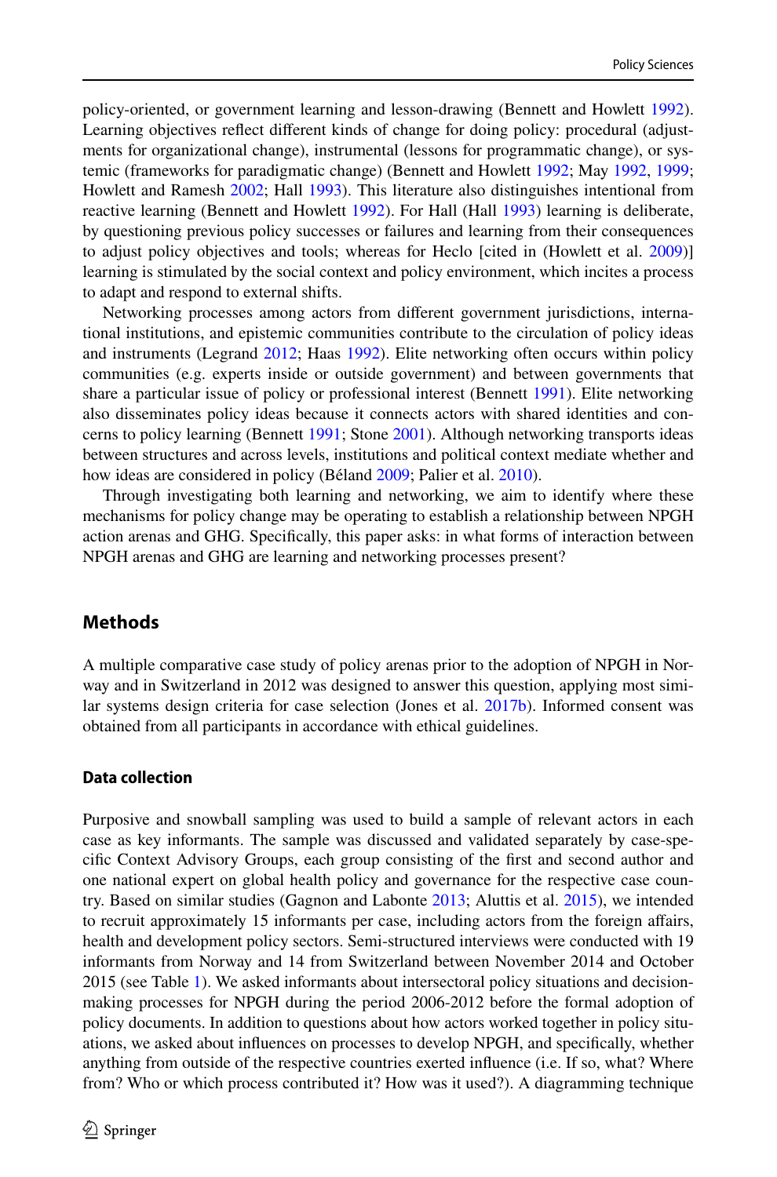policy-oriented, or government learning and lesson-drawing (Bennett and Howlett 1992). Learning objectives reflect different kinds of change for doing policy: procedural (adjustments for organizational change), instrumental (lessons for programmatic change), or systemic (frameworks for paradigmatic change) (Bennett and Howlett 1992; May 1992, 1999; Howlett and Ramesh 2002; Hall 1993). This literature also distinguishes intentional from reactive learning (Bennett and Howlett 1992). For Hall (Hall 1993) learning is deliberate, by questioning previous policy successes or failures and learning from their consequences to adjust policy objectives and tools; whereas for Heclo [cited in (Howlett et al. 2009)] learning is stimulated by the social context and policy environment, which incites a process to adapt and respond to external shifts.

Networking processes among actors from different government jurisdictions, international institutions, and epistemic communities contribute to the circulation of policy ideas and instruments (Legrand 2012; Haas 1992). Elite networking often occurs within policy communities (e.g. experts inside or outside government) and between governments that share a particular issue of policy or professional interest (Bennett 1991). Elite networking also disseminates policy ideas because it connects actors with shared identities and concerns to policy learning (Bennett 1991; Stone 2001). Although networking transports ideas between structures and across levels, institutions and political context mediate whether and how ideas are considered in policy (Béland 2009; Palier et al. 2010).

Through investigating both learning and networking, we aim to identify where these mechanisms for policy change may be operating to establish a relationship between NPGH action arenas and GHG. Specifically, this paper asks: in what forms of interaction between NPGH arenas and GHG are learning and networking processes present?

## Methods

A multiple comparative case study of policy arenas prior to the adoption of NPGH in Norway and in Switzerland in 2012 was designed to answer this question, applying most similar systems design criteria for case selection (Jones et al. 2017b). Informed consent was obtained from all participants in accordance with ethical guidelines.

### Data collection

Purposive and snowball sampling was used to build a sample of relevant actors in each case as key informants. The sample was discussed and validated separately by case-specific Context Advisory Groups, each group consisting of the first and second author and one national expert on global health policy and governance for the respective case country. Based on similar studies (Gagnon and Labonte 2013; Aluttis et al. 2015), we intended to recruit approximately 15 informants per case, including actors from the foreign affairs, health and development policy sectors. Semi-structured interviews were conducted with 19 informants from Norway and 14 from Switzerland between November 2014 and October 2015 (see Table 1). We asked informants about intersectoral policy situations and decision-making processes for NPGH during the period 2006-2012 before the formal adoption of policy documents. In addition to questions about how actors worked together in policy situations, we asked about influences on processes to develop NPGH, and specifically, whether anything from outside of the respective countries exerted influence (i.e. If so, what? Where from? Who or which process contributed it? How was it used?). A diagramming technique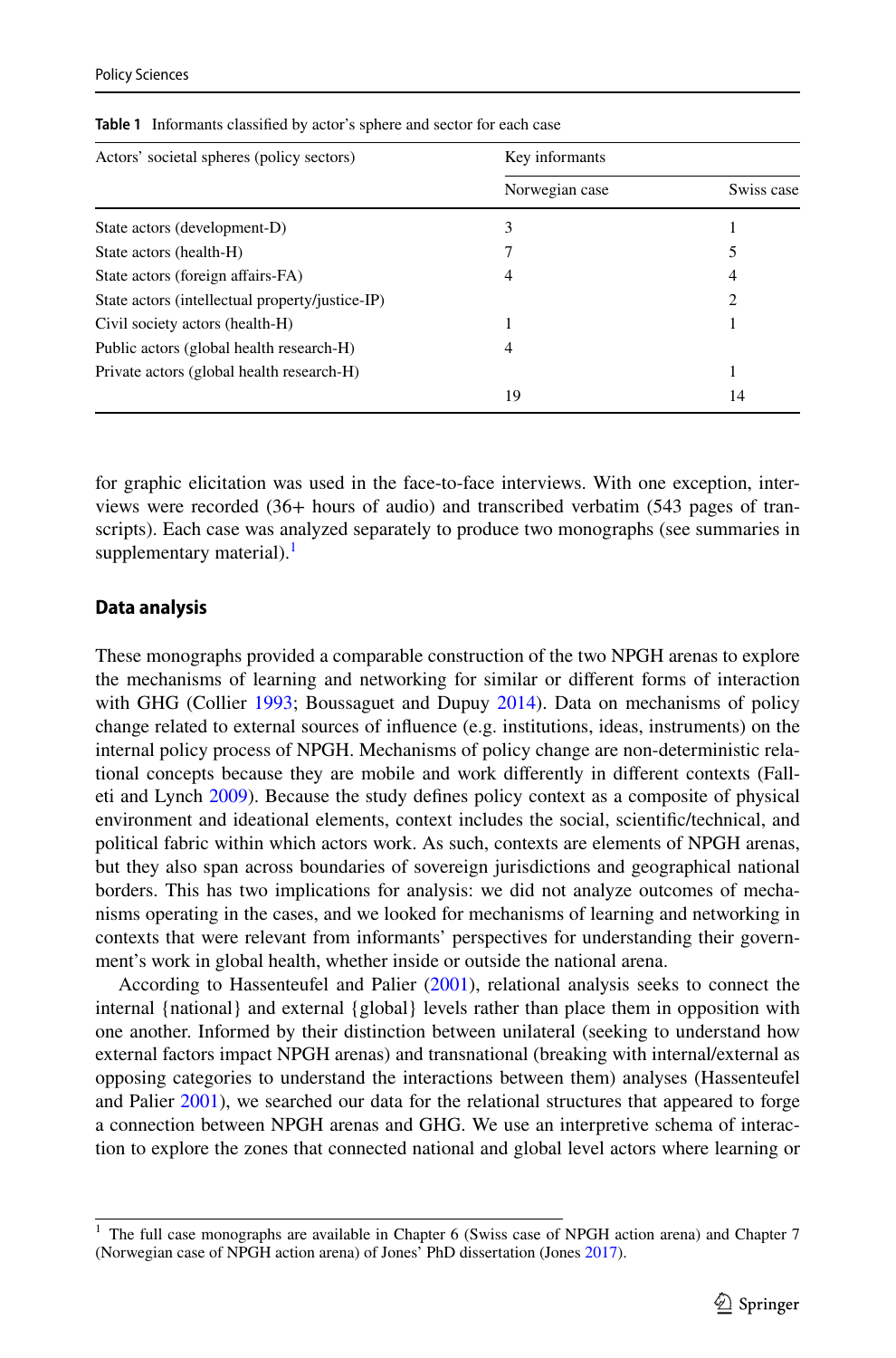**Table 1** Informants classified by actor's sphere and sector for each case

| Actors' societal spheres (policy sectors) | Key informants | |
|---|---|---|
| | Norwegian case | Swiss case |
| State actors (development-D) | 3 | 1 |
| State actors (health-H) | 7 | 5 |
| State actors (foreign affairs-FA) | 4 | 4 |
| State actors (intellectual property/justice-IP) | | 2 |
| Civil society actors (health-H) | 1 | 1 |
| Public actors (global health research-H) | 4 | |
| Private actors (global health research-H) | | 1 |
| | 19 | 14 |

for graphic elicitation was used in the face-to-face interviews. With one exception, interviews were recorded (36+ hours of audio) and transcribed verbatim (543 pages of transcripts). Each case was analyzed separately to produce two monographs (see summaries in supplementary material).[1]

### Data analysis

These monographs provided a comparable construction of the two NPGH arenas to explore the mechanisms of learning and networking for similar or different forms of interaction with GHG (Collier 1993; Boussaguet and Dupuy 2014). Data on mechanisms of policy change related to external sources of influence (e.g. institutions, ideas, instruments) on the internal policy process of NPGH. Mechanisms of policy change are non-deterministic relational concepts because they are mobile and work differently in different contexts (Falleti and Lynch 2009). Because the study defines policy context as a composite of physical environment and ideational elements, context includes the social, scientific/technical, and political fabric within which actors work. As such, contexts are elements of NPGH arenas, but they also span across boundaries of sovereign jurisdictions and geographical national borders. This has two implications for analysis: we did not analyze outcomes of mechanisms operating in the cases, and we looked for mechanisms of learning and networking in contexts that were relevant from informants' perspectives for understanding their government's work in global health, whether inside or outside the national arena.

According to Hassenteufel and Palier (2001), relational analysis seeks to connect the internal {national} and external {global} levels rather than place them in opposition with one another. Informed by their distinction between unilateral (seeking to understand how external factors impact NPGH arenas) and transnational (breaking with internal/external as opposing categories to understand the interactions between them) analyses (Hassenteufel and Palier 2001), we searched our data for the relational structures that appeared to forge a connection between NPGH arenas and GHG. We use an interpretive schema of interaction to explore the zones that connected national and global level actors where learning or

[1] The full case monographs are available in Chapter 6 (Swiss case of NPGH action arena) and Chapter 7 (Norwegian case of NPGH action arena) of Jones' PhD dissertation (Jones 2017).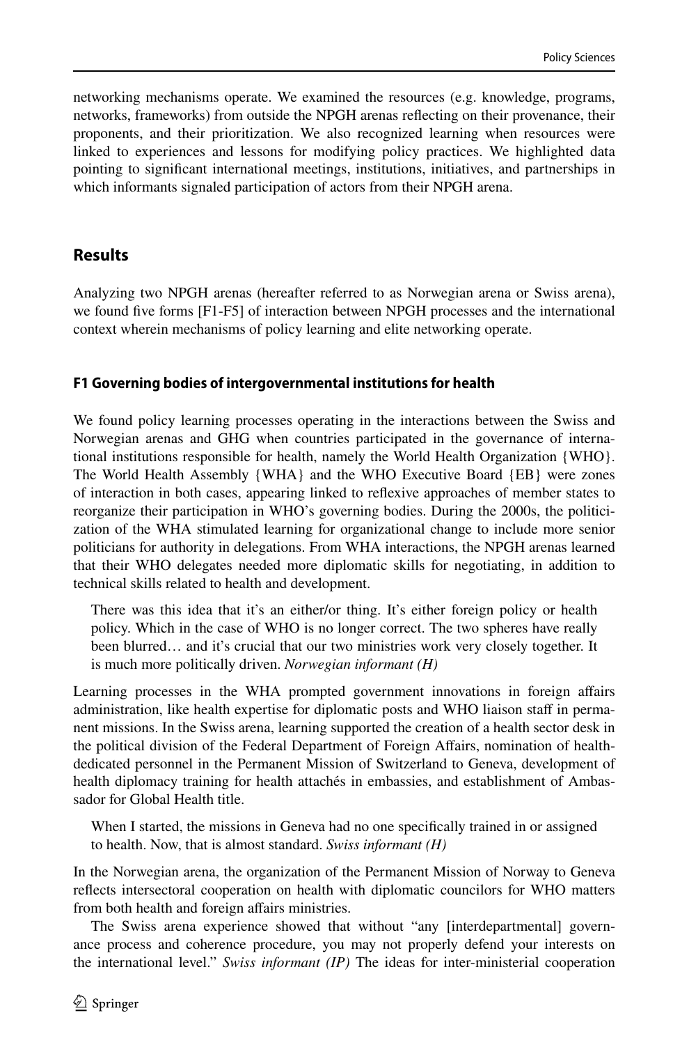networking mechanisms operate. We examined the resources (e.g. knowledge, programs, networks, frameworks) from outside the NPGH arenas reflecting on their provenance, their proponents, and their prioritization. We also recognized learning when resources were linked to experiences and lessons for modifying policy practices. We highlighted data pointing to significant international meetings, institutions, initiatives, and partnerships in which informants signaled participation of actors from their NPGH arena.

## Results

Analyzing two NPGH arenas (hereafter referred to as Norwegian arena or Swiss arena), we found five forms [F1-F5] of interaction between NPGH processes and the international context wherein mechanisms of policy learning and elite networking operate.

### F1 Governing bodies of intergovernmental institutions for health

We found policy learning processes operating in the interactions between the Swiss and Norwegian arenas and GHG when countries participated in the governance of international institutions responsible for health, namely the World Health Organization {WHO}. The World Health Assembly {WHA} and the WHO Executive Board {EB} were zones of interaction in both cases, appearing linked to reflexive approaches of member states to reorganize their participation in WHO's governing bodies. During the 2000s, the politicization of the WHA stimulated learning for organizational change to include more senior politicians for authority in delegations. From WHA interactions, the NPGH arenas learned that their WHO delegates needed more diplomatic skills for negotiating, in addition to technical skills related to health and development.

> There was this idea that it's an either/or thing. It's either foreign policy or health policy. Which in the case of WHO is no longer correct. The two spheres have really been blurred… and it's crucial that our two ministries work very closely together. It is much more politically driven. *Norwegian informant (H)*

Learning processes in the WHA prompted government innovations in foreign affairs administration, like health expertise for diplomatic posts and WHO liaison staff in permanent missions. In the Swiss arena, learning supported the creation of a health sector desk in the political division of the Federal Department of Foreign Affairs, nomination of health-dedicated personnel in the Permanent Mission of Switzerland to Geneva, development of health diplomacy training for health attachés in embassies, and establishment of Ambassador for Global Health title.

> When I started, the missions in Geneva had no one specifically trained in or assigned to health. Now, that is almost standard. *Swiss informant (H)*

In the Norwegian arena, the organization of the Permanent Mission of Norway to Geneva reflects intersectoral cooperation on health with diplomatic councilors for WHO matters from both health and foreign affairs ministries.

The Swiss arena experience showed that without "any [interdepartmental] governance process and coherence procedure, you may not properly defend your interests on the international level." *Swiss informant (IP)* The ideas for inter-ministerial cooperation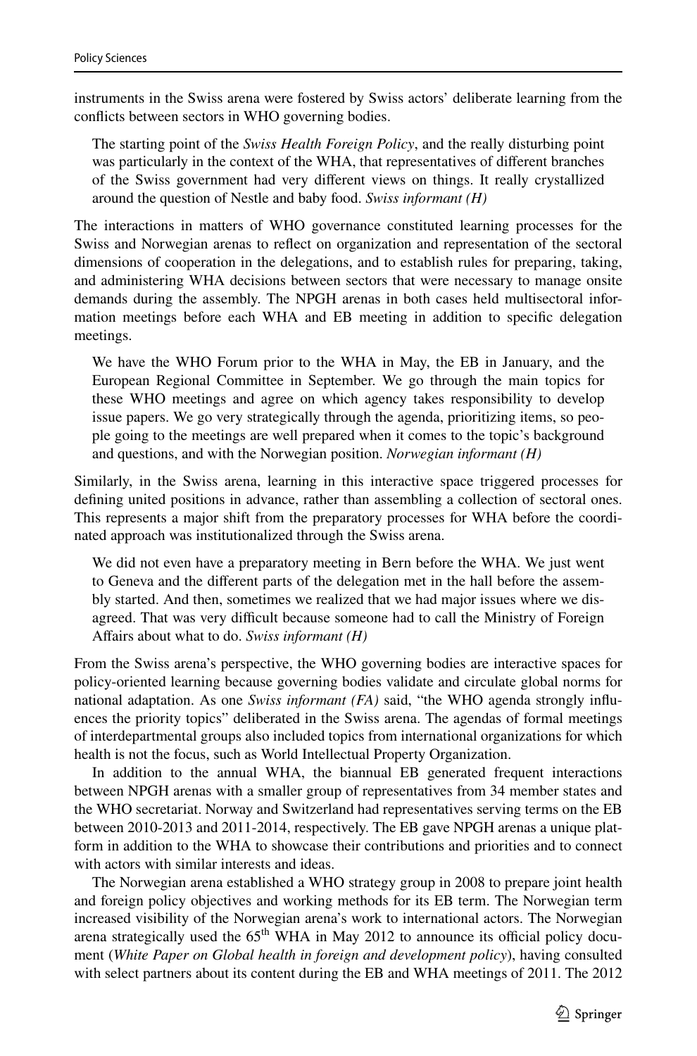instruments in the Swiss arena were fostered by Swiss actors' deliberate learning from the conflicts between sectors in WHO governing bodies.

> The starting point of the *Swiss Health Foreign Policy*, and the really disturbing point was particularly in the context of the WHA, that representatives of different branches of the Swiss government had very different views on things. It really crystallized around the question of Nestle and baby food. *Swiss informant (H)*

The interactions in matters of WHO governance constituted learning processes for the Swiss and Norwegian arenas to reflect on organization and representation of the sectoral dimensions of cooperation in the delegations, and to establish rules for preparing, taking, and administering WHA decisions between sectors that were necessary to manage onsite demands during the assembly. The NPGH arenas in both cases held multisectoral information meetings before each WHA and EB meeting in addition to specific delegation meetings.

> We have the WHO Forum prior to the WHA in May, the EB in January, and the European Regional Committee in September. We go through the main topics for these WHO meetings and agree on which agency takes responsibility to develop issue papers. We go very strategically through the agenda, prioritizing items, so people going to the meetings are well prepared when it comes to the topic's background and questions, and with the Norwegian position. *Norwegian informant (H)*

Similarly, in the Swiss arena, learning in this interactive space triggered processes for defining united positions in advance, rather than assembling a collection of sectoral ones. This represents a major shift from the preparatory processes for WHA before the coordinated approach was institutionalized through the Swiss arena.

> We did not even have a preparatory meeting in Bern before the WHA. We just went to Geneva and the different parts of the delegation met in the hall before the assembly started. And then, sometimes we realized that we had major issues where we disagreed. That was very difficult because someone had to call the Ministry of Foreign Affairs about what to do. *Swiss informant (H)*

From the Swiss arena's perspective, the WHO governing bodies are interactive spaces for policy-oriented learning because governing bodies validate and circulate global norms for national adaptation. As one *Swiss informant (FA)* said, "the WHO agenda strongly influences the priority topics" deliberated in the Swiss arena. The agendas of formal meetings of interdepartmental groups also included topics from international organizations for which health is not the focus, such as World Intellectual Property Organization.

In addition to the annual WHA, the biannual EB generated frequent interactions between NPGH arenas with a smaller group of representatives from 34 member states and the WHO secretariat. Norway and Switzerland had representatives serving terms on the EB between 2010-2013 and 2011-2014, respectively. The EB gave NPGH arenas a unique platform in addition to the WHA to showcase their contributions and priorities and to connect with actors with similar interests and ideas.

The Norwegian arena established a WHO strategy group in 2008 to prepare joint health and foreign policy objectives and working methods for its EB term. The Norwegian term increased visibility of the Norwegian arena's work to international actors. The Norwegian arena strategically used the 65th WHA in May 2012 to announce its official policy document (*White Paper on Global health in foreign and development policy*), having consulted with select partners about its content during the EB and WHA meetings of 2011. The 2012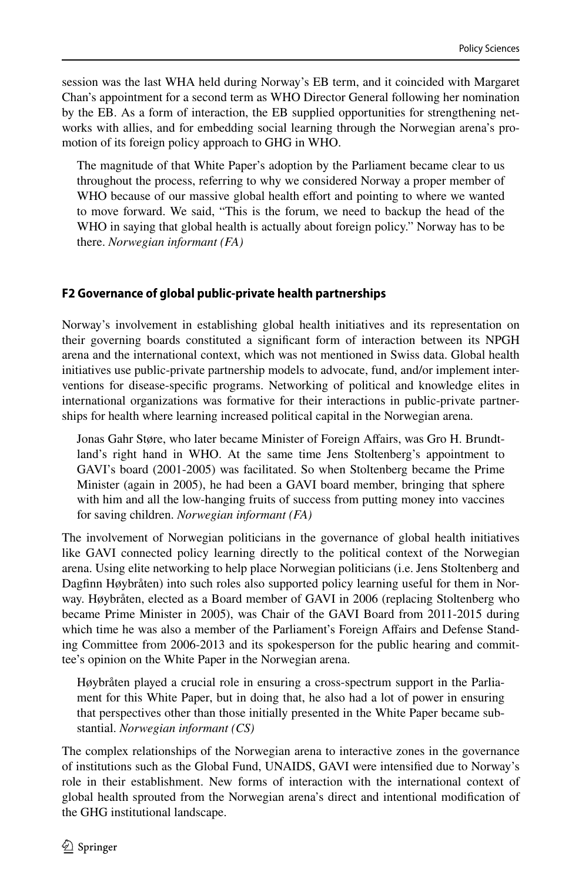session was the last WHA held during Norway's EB term, and it coincided with Margaret Chan's appointment for a second term as WHO Director General following her nomination by the EB. As a form of interaction, the EB supplied opportunities for strengthening networks with allies, and for embedding social learning through the Norwegian arena's promotion of its foreign policy approach to GHG in WHO.

> The magnitude of that White Paper's adoption by the Parliament became clear to us throughout the process, referring to why we considered Norway a proper member of WHO because of our massive global health effort and pointing to where we wanted to move forward. We said, "This is the forum, we need to backup the head of the WHO in saying that global health is actually about foreign policy." Norway has to be there. *Norwegian informant (FA)*

### F2 Governance of global public-private health partnerships

Norway's involvement in establishing global health initiatives and its representation on their governing boards constituted a significant form of interaction between its NPGH arena and the international context, which was not mentioned in Swiss data. Global health initiatives use public-private partnership models to advocate, fund, and/or implement interventions for disease-specific programs. Networking of political and knowledge elites in international organizations was formative for their interactions in public-private partnerships for health where learning increased political capital in the Norwegian arena.

> Jonas Gahr Støre, who later became Minister of Foreign Affairs, was Gro H. Brundtland's right hand in WHO. At the same time Jens Stoltenberg's appointment to GAVI's board (2001-2005) was facilitated. So when Stoltenberg became the Prime Minister (again in 2005), he had been a GAVI board member, bringing that sphere with him and all the low-hanging fruits of success from putting money into vaccines for saving children. *Norwegian informant (FA)*

The involvement of Norwegian politicians in the governance of global health initiatives like GAVI connected policy learning directly to the political context of the Norwegian arena. Using elite networking to help place Norwegian politicians (i.e. Jens Stoltenberg and Dagfinn Høybråten) into such roles also supported policy learning useful for them in Norway. Høybråten, elected as a Board member of GAVI in 2006 (replacing Stoltenberg who became Prime Minister in 2005), was Chair of the GAVI Board from 2011-2015 during which time he was also a member of the Parliament's Foreign Affairs and Defense Standing Committee from 2006-2013 and its spokesperson for the public hearing and committee's opinion on the White Paper in the Norwegian arena.

> Høybråten played a crucial role in ensuring a cross-spectrum support in the Parliament for this White Paper, but in doing that, he also had a lot of power in ensuring that perspectives other than those initially presented in the White Paper became substantial. *Norwegian informant (CS)*

The complex relationships of the Norwegian arena to interactive zones in the governance of institutions such as the Global Fund, UNAIDS, GAVI were intensified due to Norway's role in their establishment. New forms of interaction with the international context of global health sprouted from the Norwegian arena's direct and intentional modification of the GHG institutional landscape.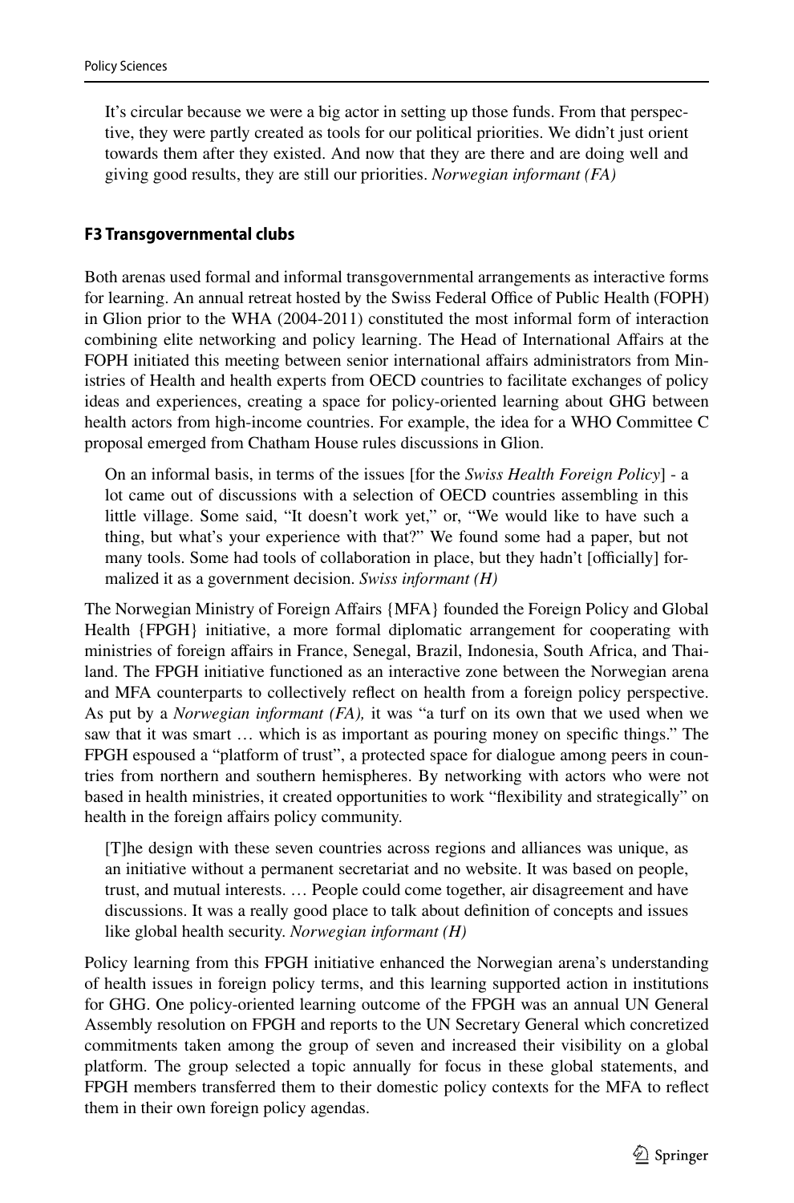> It's circular because we were a big actor in setting up those funds. From that perspective, they were partly created as tools for our political priorities. We didn't just orient towards them after they existed. And now that they are there and are doing well and giving good results, they are still our priorities. *Norwegian informant (FA)*

### F3 Transgovernmental clubs

Both arenas used formal and informal transgovernmental arrangements as interactive forms for learning. An annual retreat hosted by the Swiss Federal Office of Public Health (FOPH) in Glion prior to the WHA (2004-2011) constituted the most informal form of interaction combining elite networking and policy learning. The Head of International Affairs at the FOPH initiated this meeting between senior international affairs administrators from Ministries of Health and health experts from OECD countries to facilitate exchanges of policy ideas and experiences, creating a space for policy-oriented learning about GHG between health actors from high-income countries. For example, the idea for a WHO Committee C proposal emerged from Chatham House rules discussions in Glion.

> On an informal basis, in terms of the issues [for the *Swiss Health Foreign Policy*] - a lot came out of discussions with a selection of OECD countries assembling in this little village. Some said, "It doesn't work yet," or, "We would like to have such a thing, but what's your experience with that?" We found some had a paper, but not many tools. Some had tools of collaboration in place, but they hadn't [officially] formalized it as a government decision. *Swiss informant (H)*

The Norwegian Ministry of Foreign Affairs {MFA} founded the Foreign Policy and Global Health {FPGH} initiative, a more formal diplomatic arrangement for cooperating with ministries of foreign affairs in France, Senegal, Brazil, Indonesia, South Africa, and Thailand. The FPGH initiative functioned as an interactive zone between the Norwegian arena and MFA counterparts to collectively reflect on health from a foreign policy perspective. As put by a *Norwegian informant (FA),* it was "a turf on its own that we used when we saw that it was smart … which is as important as pouring money on specific things." The FPGH espoused a "platform of trust", a protected space for dialogue among peers in countries from northern and southern hemispheres. By networking with actors who were not based in health ministries, it created opportunities to work "flexibility and strategically" on health in the foreign affairs policy community.

> [T]he design with these seven countries across regions and alliances was unique, as an initiative without a permanent secretariat and no website. It was based on people, trust, and mutual interests. … People could come together, air disagreement and have discussions. It was a really good place to talk about definition of concepts and issues like global health security. *Norwegian informant (H)*

Policy learning from this FPGH initiative enhanced the Norwegian arena's understanding of health issues in foreign policy terms, and this learning supported action in institutions for GHG. One policy-oriented learning outcome of the FPGH was an annual UN General Assembly resolution on FPGH and reports to the UN Secretary General which concretized commitments taken among the group of seven and increased their visibility on a global platform. The group selected a topic annually for focus in these global statements, and FPGH members transferred them to their domestic policy contexts for the MFA to reflect them in their own foreign policy agendas.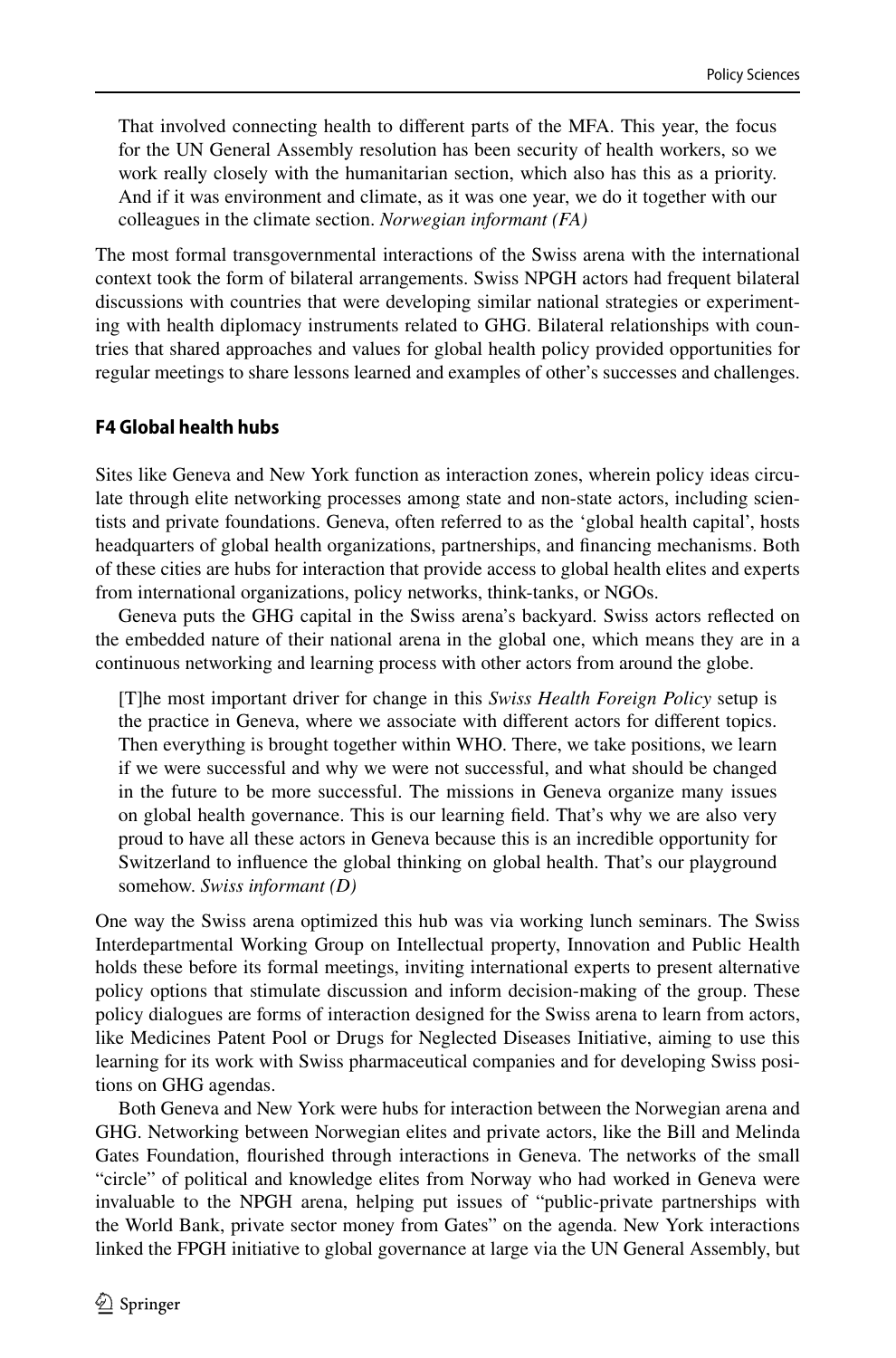> That involved connecting health to different parts of the MFA. This year, the focus for the UN General Assembly resolution has been security of health workers, so we work really closely with the humanitarian section, which also has this as a priority. And if it was environment and climate, as it was one year, we do it together with our colleagues in the climate section. *Norwegian informant (FA)*

The most formal transgovernmental interactions of the Swiss arena with the international context took the form of bilateral arrangements. Swiss NPGH actors had frequent bilateral discussions with countries that were developing similar national strategies or experimenting with health diplomacy instruments related to GHG. Bilateral relationships with countries that shared approaches and values for global health policy provided opportunities for regular meetings to share lessons learned and examples of other's successes and challenges.

### F4 Global health hubs

Sites like Geneva and New York function as interaction zones, wherein policy ideas circulate through elite networking processes among state and non-state actors, including scientists and private foundations. Geneva, often referred to as the 'global health capital', hosts headquarters of global health organizations, partnerships, and financing mechanisms. Both of these cities are hubs for interaction that provide access to global health elites and experts from international organizations, policy networks, think-tanks, or NGOs.

Geneva puts the GHG capital in the Swiss arena's backyard. Swiss actors reflected on the embedded nature of their national arena in the global one, which means they are in a continuous networking and learning process with other actors from around the globe.

> [T]he most important driver for change in this *Swiss Health Foreign Policy* setup is the practice in Geneva, where we associate with different actors for different topics. Then everything is brought together within WHO. There, we take positions, we learn if we were successful and why we were not successful, and what should be changed in the future to be more successful. The missions in Geneva organize many issues on global health governance. This is our learning field. That's why we are also very proud to have all these actors in Geneva because this is an incredible opportunity for Switzerland to influence the global thinking on global health. That's our playground somehow. *Swiss informant (D)*

One way the Swiss arena optimized this hub was via working lunch seminars. The Swiss Interdepartmental Working Group on Intellectual property, Innovation and Public Health holds these before its formal meetings, inviting international experts to present alternative policy options that stimulate discussion and inform decision-making of the group. These policy dialogues are forms of interaction designed for the Swiss arena to learn from actors, like Medicines Patent Pool or Drugs for Neglected Diseases Initiative, aiming to use this learning for its work with Swiss pharmaceutical companies and for developing Swiss positions on GHG agendas.

Both Geneva and New York were hubs for interaction between the Norwegian arena and GHG. Networking between Norwegian elites and private actors, like the Bill and Melinda Gates Foundation, flourished through interactions in Geneva. The networks of the small "circle" of political and knowledge elites from Norway who had worked in Geneva were invaluable to the NPGH arena, helping put issues of "public-private partnerships with the World Bank, private sector money from Gates" on the agenda. New York interactions linked the FPGH initiative to global governance at large via the UN General Assembly, but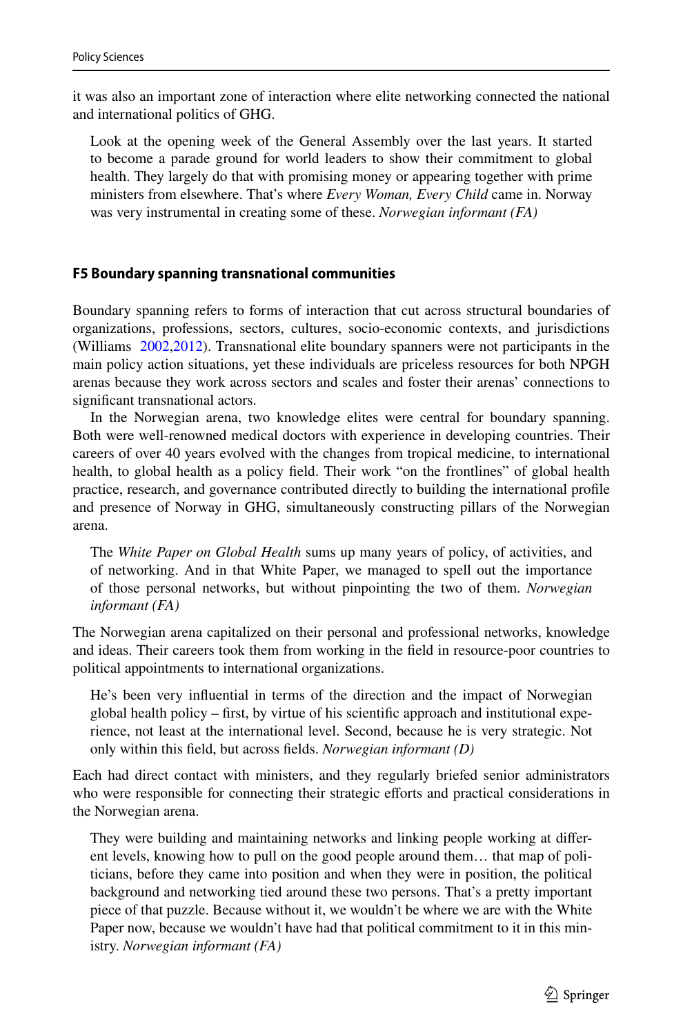it was also an important zone of interaction where elite networking connected the national and international politics of GHG.

> Look at the opening week of the General Assembly over the last years. It started to become a parade ground for world leaders to show their commitment to global health. They largely do that with promising money or appearing together with prime ministers from elsewhere. That's where *Every Woman, Every Child* came in. Norway was very instrumental in creating some of these. *Norwegian informant (FA)*

### F5 Boundary spanning transnational communities

Boundary spanning refers to forms of interaction that cut across structural boundaries of organizations, professions, sectors, cultures, socio-economic contexts, and jurisdictions (Williams 2002,2012). Transnational elite boundary spanners were not participants in the main policy action situations, yet these individuals are priceless resources for both NPGH arenas because they work across sectors and scales and foster their arenas' connections to significant transnational actors.

In the Norwegian arena, two knowledge elites were central for boundary spanning. Both were well-renowned medical doctors with experience in developing countries. Their careers of over 40 years evolved with the changes from tropical medicine, to international health, to global health as a policy field. Their work "on the frontlines" of global health practice, research, and governance contributed directly to building the international profile and presence of Norway in GHG, simultaneously constructing pillars of the Norwegian arena.

> The *White Paper on Global Health* sums up many years of policy, of activities, and of networking. And in that White Paper, we managed to spell out the importance of those personal networks, but without pinpointing the two of them. *Norwegian informant (FA)*

The Norwegian arena capitalized on their personal and professional networks, knowledge and ideas. Their careers took them from working in the field in resource-poor countries to political appointments to international organizations.

> He's been very influential in terms of the direction and the impact of Norwegian global health policy – first, by virtue of his scientific approach and institutional experience, not least at the international level. Second, because he is very strategic. Not only within this field, but across fields. *Norwegian informant (D)*

Each had direct contact with ministers, and they regularly briefed senior administrators who were responsible for connecting their strategic efforts and practical considerations in the Norwegian arena.

> They were building and maintaining networks and linking people working at different levels, knowing how to pull on the good people around them… that map of politicians, before they came into position and when they were in position, the political background and networking tied around these two persons. That's a pretty important piece of that puzzle. Because without it, we wouldn't be where we are with the White Paper now, because we wouldn't have had that political commitment to it in this ministry. *Norwegian informant (FA)*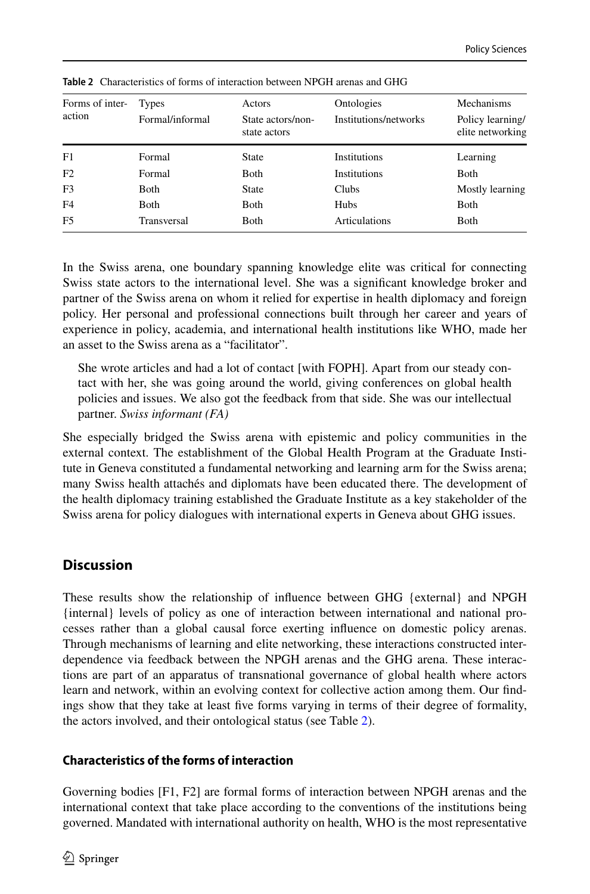**Table 2** Characteristics of forms of interaction between NPGH arenas and GHG

| Forms of interaction | Types | Actors | Ontologies | Mechanisms |
|---|---|---|---|---|
| | Formal/informal | State actors/non-state actors | Institutions/networks | Policy learning/elite networking |
| F1 | Formal | State | Institutions | Learning |
| F2 | Formal | Both | Institutions | Both |
| F3 | Both | State | Clubs | Mostly learning |
| F4 | Both | Both | Hubs | Both |
| F5 | Transversal | Both | Articulations | Both |

In the Swiss arena, one boundary spanning knowledge elite was critical for connecting Swiss state actors to the international level. She was a significant knowledge broker and partner of the Swiss arena on whom it relied for expertise in health diplomacy and foreign policy. Her personal and professional connections built through her career and years of experience in policy, academia, and international health institutions like WHO, made her an asset to the Swiss arena as a "facilitator".

> She wrote articles and had a lot of contact [with FOPH]. Apart from our steady contact with her, she was going around the world, giving conferences on global health policies and issues. We also got the feedback from that side. She was our intellectual partner. *Swiss informant (FA)*

She especially bridged the Swiss arena with epistemic and policy communities in the external context. The establishment of the Global Health Program at the Graduate Institute in Geneva constituted a fundamental networking and learning arm for the Swiss arena; many Swiss health attachés and diplomats have been educated there. The development of the health diplomacy training established the Graduate Institute as a key stakeholder of the Swiss arena for policy dialogues with international experts in Geneva about GHG issues.

## Discussion

These results show the relationship of influence between GHG {external} and NPGH {internal} levels of policy as one of interaction between international and national processes rather than a global causal force exerting influence on domestic policy arenas. Through mechanisms of learning and elite networking, these interactions constructed interdependence via feedback between the NPGH arenas and the GHG arena. These interactions are part of an apparatus of transnational governance of global health where actors learn and network, within an evolving context for collective action among them. Our findings show that they take at least five forms varying in terms of their degree of formality, the actors involved, and their ontological status (see Table 2).

### Characteristics of the forms of interaction

Governing bodies [F1, F2] are formal forms of interaction between NPGH arenas and the international context that take place according to the conventions of the institutions being governed. Mandated with international authority on health, WHO is the most representative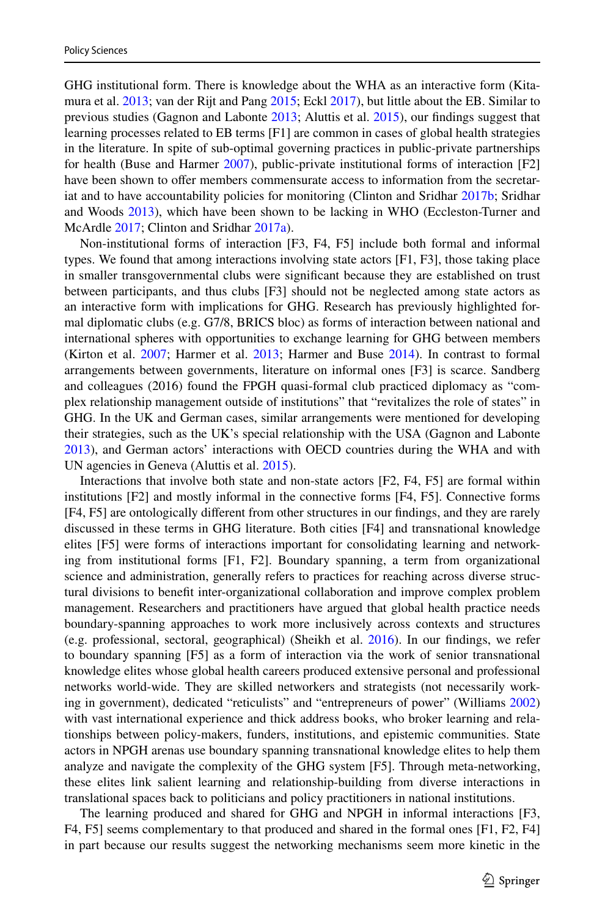GHG institutional form. There is knowledge about the WHA as an interactive form (Kitamura et al. 2013; van der Rijt and Pang 2015; Eckl 2017), but little about the EB. Similar to previous studies (Gagnon and Labonte 2013; Alutti s et al. 2015), our findings suggest that learning processes related to EB terms [F1] are common in cases of global health strategies in the literature. In spite of sub-optimal governing practices in public-private partnerships for health (Buse and Harmer 2007), public-private institutional forms of interaction [F2] have been shown to offer members commensurate access to information from the secretariat and to have accountability policies for monitoring (Clinton and Sridhar 2017b; Sridhar and Woods 2013), which have been shown to be lacking in WHO (Eccleston-Turner and McArdle 2017; Clinton and Sridhar 2017a).

Non-institutional forms of interaction [F3, F4, F5] include both formal and informal types. We found that among interactions involving state actors [F1, F3], those taking place in smaller transgovernmental clubs were significant because they are established on trust between participants, and thus clubs [F3] should not be neglected among state actors as an interactive form with implications for GHG. Research has previously highlighted formal diplomatic clubs (e.g. G7/8, BRICS bloc) as forms of interaction between national and international spheres with opportunities to exchange learning for GHG between members (Kirton et al. 2007; Harmer et al. 2013; Harmer and Buse 2014). In contrast to formal arrangements between governments, literature on informal ones [F3] is scarce. Sandberg and colleagues (2016) found the FPGH quasi-formal club practiced diplomacy as "complex relationship management outside of institutions" that "revitalizes the role of states" in GHG. In the UK and German cases, similar arrangements were mentioned for developing their strategies, such as the UK's special relationship with the USA (Gagnon and Labonte 2013), and German actors' interactions with OECD countries during the WHA and with UN agencies in Geneva (Aluttis et al. 2015).

Interactions that involve both state and non-state actors [F2, F4, F5] are formal within institutions [F2] and mostly informal in the connective forms [F4, F5]. Connective forms [F4, F5] are ontologically different from other structures in our findings, and they are rarely discussed in these terms in GHG literature. Both cities [F4] and transnational knowledge elites [F5] were forms of interactions important for consolidating learning and networking from institutional forms [F1, F2]. Boundary spanning, a term from organizational science and administration, generally refers to practices for reaching across diverse structural divisions to benefit inter-organizational collaboration and improve complex problem management. Researchers and practitioners have argued that global health practice needs boundary-spanning approaches to work more inclusively across contexts and structures (e.g. professional, sectoral, geographical) (Sheikh et al. 2016). In our findings, we refer to boundary spanning [F5] as a form of interaction via the work of senior transnational knowledge elites whose global health careers produced extensive personal and professional networks world-wide. They are skilled networkers and strategists (not necessarily working in government), dedicated "reticulists" and "entrepreneurs of power" (Williams 2002) with vast international experience and thick address books, who broker learning and relationships between policy-makers, funders, institutions, and epistemic communities. State actors in NPGH arenas use boundary spanning transnational knowledge elites to help them analyze and navigate the complexity of the GHG system [F5]. Through meta-networking, these elites link salient learning and relationship-building from diverse interactions in translational spaces back to politicians and policy practitioners in national institutions.

The learning produced and shared for GHG and NPGH in informal interactions [F3, F4, F5] seems complementary to that produced and shared in the formal ones [F1, F2, F4] in part because our results suggest the networking mechanisms seem more kinetic in the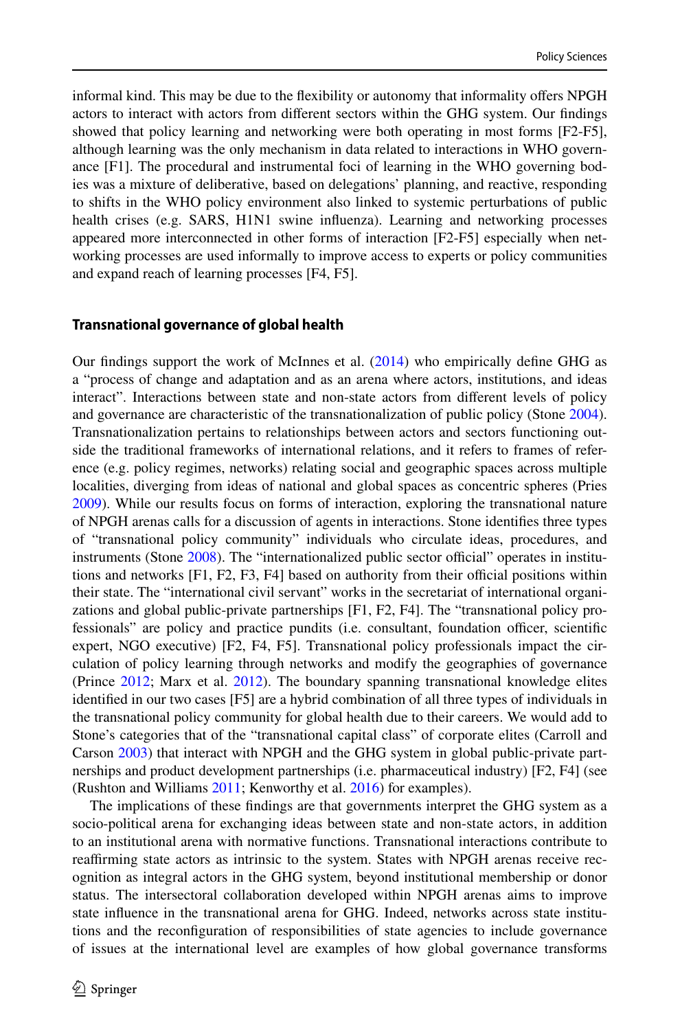informal kind. This may be due to the flexibility or autonomy that informality offers NPGH actors to interact with actors from different sectors within the GHG system. Our findings showed that policy learning and networking were both operating in most forms [F2-F5], although learning was the only mechanism in data related to interactions in WHO governance [F1]. The procedural and instrumental foci of learning in the WHO governing bodies was a mixture of deliberative, based on delegations' planning, and reactive, responding to shifts in the WHO policy environment also linked to systemic perturbations of public health crises (e.g. SARS, H1N1 swine influenza). Learning and networking processes appeared more interconnected in other forms of interaction [F2-F5] especially when networking processes are used informally to improve access to experts or policy communities and expand reach of learning processes [F4, F5].

## Transnational governance of global health

Our findings support the work of McInnes et al. (2014) who empirically define GHG as a "process of change and adaptation and as an arena where actors, institutions, and ideas interact". Interactions between state and non-state actors from different levels of policy and governance are characteristic of the transnationalization of public policy (Stone 2004). Transnationalization pertains to relationships between actors and sectors functioning outside the traditional frameworks of international relations, and it refers to frames of reference (e.g. policy regimes, networks) relating social and geographic spaces across multiple localities, diverging from ideas of national and global spaces as concentric spheres (Pries 2009). While our results focus on forms of interaction, exploring the transnational nature of NPGH arenas calls for a discussion of agents in interactions. Stone identifies three types of "transnational policy community" individuals who circulate ideas, procedures, and instruments (Stone 2008). The "internationalized public sector official" operates in institutions and networks [F1, F2, F3, F4] based on authority from their official positions within their state. The "international civil servant" works in the secretariat of international organizations and global public-private partnerships [F1, F2, F4]. The "transnational policy professionals" are policy and practice pundits (i.e. consultant, foundation officer, scientific expert, NGO executive) [F2, F4, F5]. Transnational policy professionals impact the circulation of policy learning through networks and modify the geographies of governance (Prince 2012; Marx et al. 2012). The boundary spanning transnational knowledge elites identified in our two cases [F5] are a hybrid combination of all three types of individuals in the transnational policy community for global health due to their careers. We would add to Stone's categories that of the "transnational capital class" of corporate elites (Carroll and Carson 2003) that interact with NPGH and the GHG system in global public-private partnerships and product development partnerships (i.e. pharmaceutical industry) [F2, F4] (see (Rushton and Williams 2011; Kenworthy et al. 2016) for examples).

The implications of these findings are that governments interpret the GHG system as a socio-political arena for exchanging ideas between state and non-state actors, in addition to an institutional arena with normative functions. Transnational interactions contribute to reaffirming state actors as intrinsic to the system. States with NPGH arenas receive recognition as integral actors in the GHG system, beyond institutional membership or donor status. The intersectoral collaboration developed within NPGH arenas aims to improve state influence in the transnational arena for GHG. Indeed, networks across state institutions and the reconfiguration of responsibilities of state agencies to include governance of issues at the international level are examples of how global governance transforms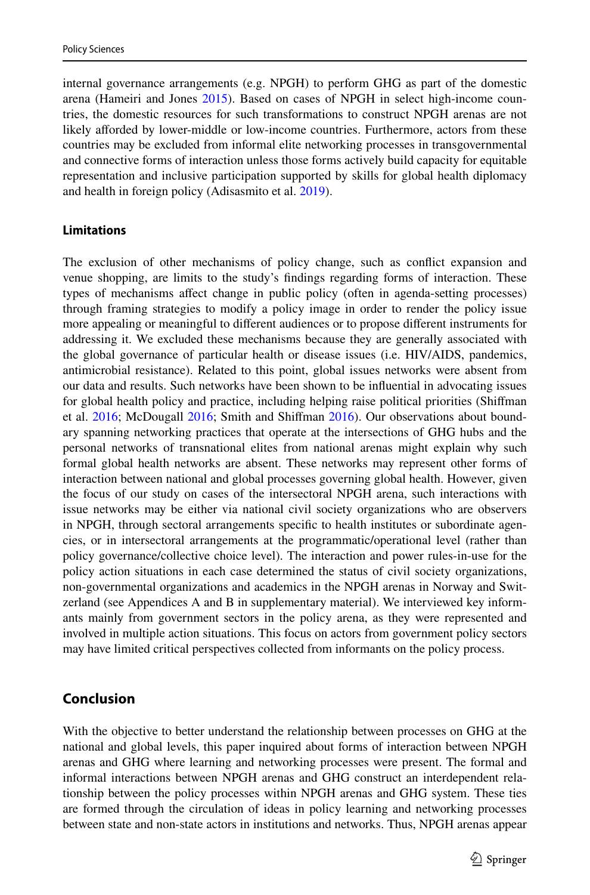internal governance arrangements (e.g. NPGH) to perform GHG as part of the domestic arena (Hameiri and Jones 2015). Based on cases of NPGH in select high-income countries, the domestic resources for such transformations to construct NPGH arenas are not likely afforded by lower-middle or low-income countries. Furthermore, actors from these countries may be excluded from informal elite networking processes in transgovernmental and connective forms of interaction unless those forms actively build capacity for equitable representation and inclusive participation supported by skills for global health diplomacy and health in foreign policy (Adisasmito et al. 2019).

### Limitations

The exclusion of other mechanisms of policy change, such as conflict expansion and venue shopping, are limits to the study's findings regarding forms of interaction. These types of mechanisms affect change in public policy (often in agenda-setting processes) through framing strategies to modify a policy image in order to render the policy issue more appealing or meaningful to different audiences or to propose different instruments for addressing it. We excluded these mechanisms because they are generally associated with the global governance of particular health or disease issues (i.e. HIV/AIDS, pandemics, antimicrobial resistance). Related to this point, global issues networks were absent from our data and results. Such networks have been shown to be influential in advocating issues for global health policy and practice, including helping raise political priorities (Shiffman et al. 2016; McDougall 2016; Smith and Shiffman 2016). Our observations about boundary spanning networking practices that operate at the intersections of GHG hubs and the personal networks of transnational elites from national arenas might explain why such formal global health networks are absent. These networks may represent other forms of interaction between national and global processes governing global health. However, given the focus of our study on cases of the intersectoral NPGH arena, such interactions with issue networks may be either via national civil society organizations who are observers in NPGH, through sectoral arrangements specific to health institutes or subordinate agencies, or in intersectoral arrangements at the programmatic/operational level (rather than policy governance/collective choice level). The interaction and power rules-in-use for the policy action situations in each case determined the status of civil society organizations, non-governmental organizations and academics in the NPGH arenas in Norway and Switzerland (see Appendices A and B in supplementary material). We interviewed key informants mainly from government sectors in the policy arena, as they were represented and involved in multiple action situations. This focus on actors from government policy sectors may have limited critical perspectives collected from informants on the policy process.

## Conclusion

With the objective to better understand the relationship between processes on GHG at the national and global levels, this paper inquired about forms of interaction between NPGH arenas and GHG where learning and networking processes were present. The formal and informal interactions between NPGH arenas and GHG construct an interdependent relationship between the policy processes within NPGH arenas and GHG system. These ties are formed through the circulation of ideas in policy learning and networking processes between state and non-state actors in institutions and networks. Thus, NPGH arenas appear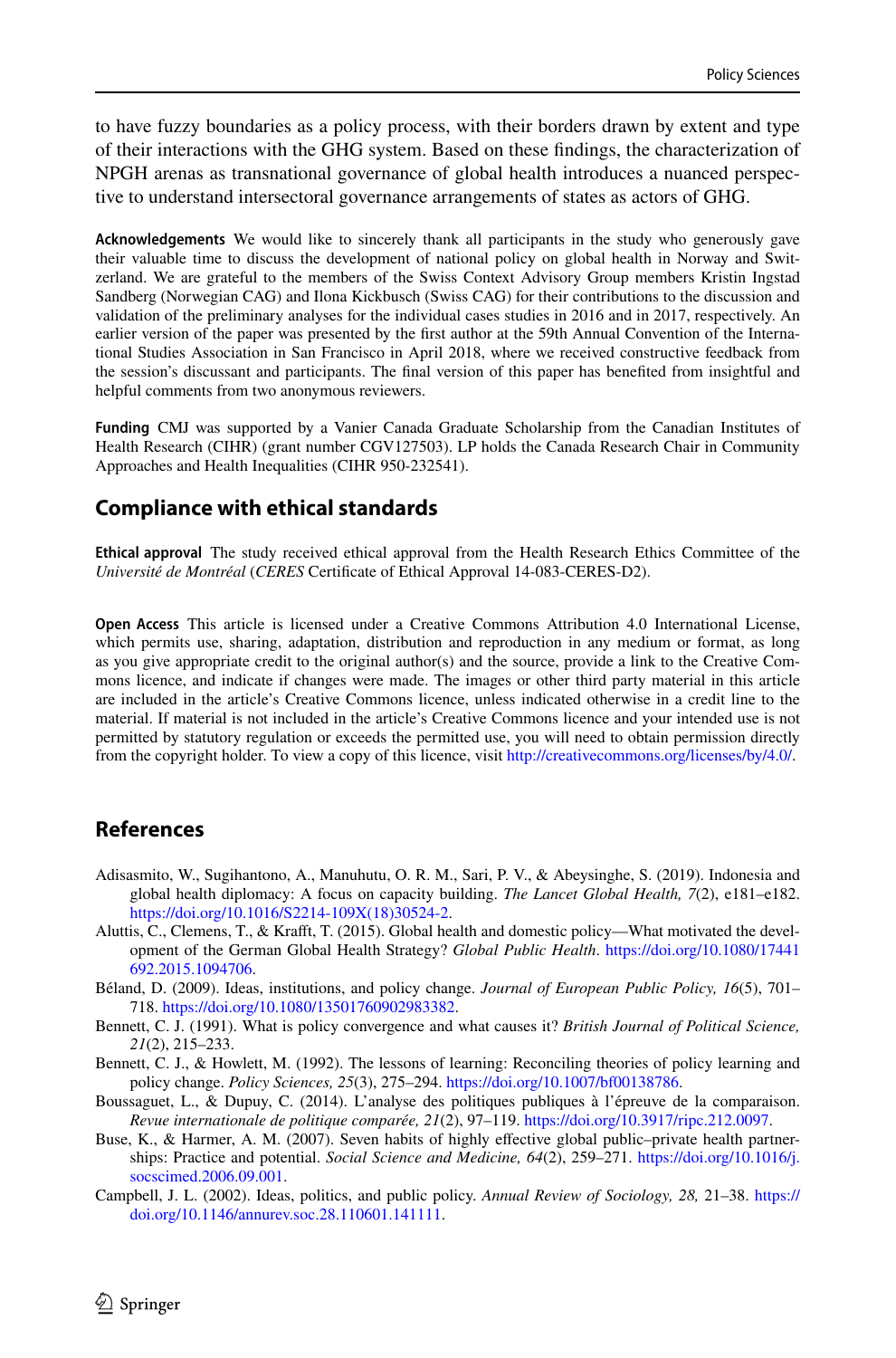to have fuzzy boundaries as a policy process, with their borders drawn by extent and type of their interactions with the GHG system. Based on these findings, the characterization of NPGH arenas as transnational governance of global health introduces a nuanced perspective to understand intersectoral governance arrangements of states as actors of GHG.

**Acknowledgements** We would like to sincerely thank all participants in the study who generously gave their valuable time to discuss the development of national policy on global health in Norway and Switzerland. We are grateful to the members of the Swiss Context Advisory Group members Kristin Ingstad Sandberg (Norwegian CAG) and Ilona Kickbusch (Swiss CAG) for their contributions to the discussion and validation of the preliminary analyses for the individual cases studies in 2016 and in 2017, respectively. An earlier version of the paper was presented by the first author at the 59th Annual Convention of the International Studies Association in San Francisco in April 2018, where we received constructive feedback from the session's discussant and participants. The final version of this paper has benefited from insightful and helpful comments from two anonymous reviewers.

**Funding** CMJ was supported by a Vanier Canada Graduate Scholarship from the Canadian Institutes of Health Research (CIHR) (grant number CGV127503). LP holds the Canada Research Chair in Community Approaches and Health Inequalities (CIHR 950-232541).

## Compliance with ethical standards

**Ethical approval** The study received ethical approval from the Health Research Ethics Committee of the *Université de Montréal* (*CERES* Certificate of Ethical Approval 14-083-CERES-D2).

**Open Access** This article is licensed under a Creative Commons Attribution 4.0 International License, which permits use, sharing, adaptation, distribution and reproduction in any medium or format, as long as you give appropriate credit to the original author(s) and the source, provide a link to the Creative Commons licence, and indicate if changes were made. The images or other third party material in this article are included in the article's Creative Commons licence, unless indicated otherwise in a credit line to the material. If material is not included in the article's Creative Commons licence and your intended use is not permitted by statutory regulation or exceeds the permitted use, you will need to obtain permission directly from the copyright holder. To view a copy of this licence, visit http://creativecommons.org/licenses/by/4.0/.

## References

Adisasmito, W., Sugihantono, A., Manuhutu, O. R. M., Sari, P. V., & Abeysinghe, S. (2019). Indonesia and global health diplomacy: A focus on capacity building. *The Lancet Global Health, 7*(2), e181–e182. https://doi.org/10.1016/S2214-109X(18)30524-2.

Aluttis, C., Clemens, T., & Krafft, T. (2015). Global health and domestic policy—What motivated the development of the German Global Health Strategy? *Global Public Health*. https://doi.org/10.1080/17441692.2015.1094706.

Béland, D. (2009). Ideas, institutions, and policy change. *Journal of European Public Policy, 16*(5), 701–718. https://doi.org/10.1080/13501760902983382.

Bennett, C. J. (1991). What is policy convergence and what causes it? *British Journal of Political Science, 21*(2), 215–233.

Bennett, C. J., & Howlett, M. (1992). The lessons of learning: Reconciling theories of policy learning and policy change. *Policy Sciences, 25*(3), 275–294. https://doi.org/10.1007/bf00138786.

Boussaguet, L., & Dupuy, C. (2014). L'analyse des politiques publiques à l'épreuve de la comparaison. *Revue internationale de politique comparée, 21*(2), 97–119. https://doi.org/10.3917/ripc.212.0097.

Buse, K., & Harmer, A. M. (2007). Seven habits of highly effective global public–private health partnerships: Practice and potential. *Social Science and Medicine, 64*(2), 259–271. https://doi.org/10.1016/j.socscimed.2006.09.001.

Campbell, J. L. (2002). Ideas, politics, and public policy. *Annual Review of Sociology, 28,* 21–38. https://doi.org/10.1146/annurev.soc.28.110601.141111.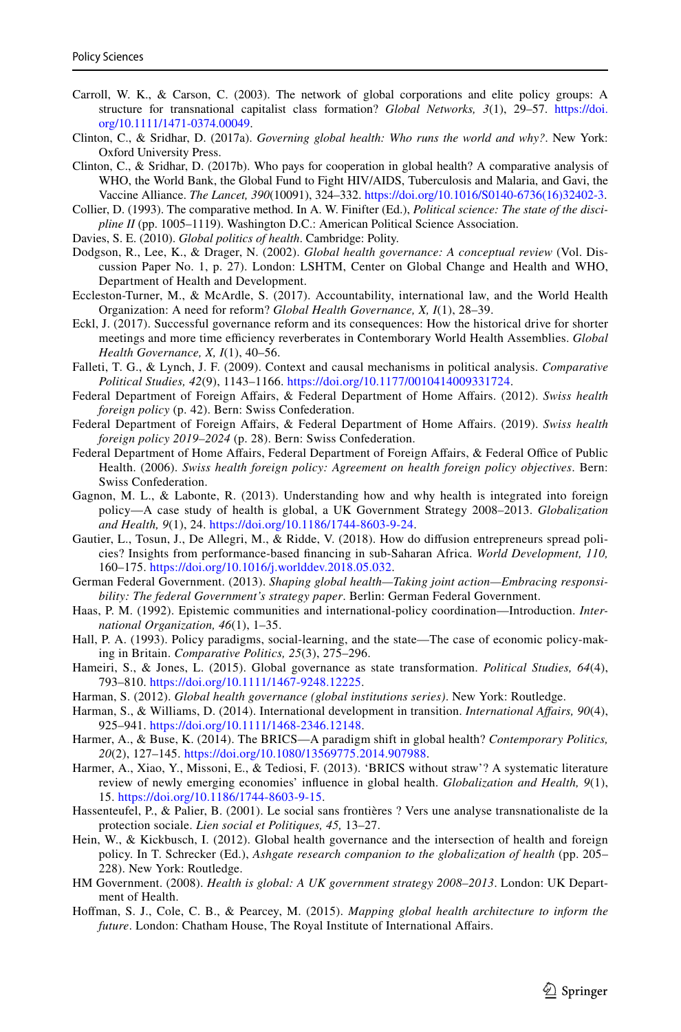Carroll, W. K., & Carson, C. (2003). The network of global corporations and elite policy groups: A structure for transnational capitalist class formation? *Global Networks, 3*(1), 29–57. https://doi.org/10.1111/1471-0374.00049.

Clinton, C., & Sridhar, D. (2017a). *Governing global health: Who runs the world and why?*. New York: Oxford University Press.

Clinton, C., & Sridhar, D. (2017b). Who pays for cooperation in global health? A comparative analysis of WHO, the World Bank, the Global Fund to Fight HIV/AIDS, Tuberculosis and Malaria, and Gavi, the Vaccine Alliance. *The Lancet, 390*(10091), 324–332. https://doi.org/10.1016/S0140-6736(16)32402-3.

Collier, D. (1993). The comparative method. In A. W. Finifter (Ed.), *Political science: The state of the discipline II* (pp. 1005–1119). Washington D.C.: American Political Science Association.

Davies, S. E. (2010). *Global politics of health*. Cambridge: Polity.

Dodgson, R., Lee, K., & Drager, N. (2002). *Global health governance: A conceptual review* (Vol. Discussion Paper No. 1, p. 27). London: LSHTM, Center on Global Change and Health and WHO, Department of Health and Development.

Eccleston-Turner, M., & McArdle, S. (2017). Accountability, international law, and the World Health Organization: A need for reform? *Global Health Governance, X, I*(1), 28–39.

Eckl, J. (2017). Successful governance reform and its consequences: How the historical drive for shorter meetings and more time efficiency reverberates in Contemborary World Health Assemblies. *Global Health Governance, X, I*(1), 40–56.

Falleti, T. G., & Lynch, J. F. (2009). Context and causal mechanisms in political analysis. *Comparative Political Studies, 42*(9), 1143–1166. https://doi.org/10.1177/0010414009331724.

Federal Department of Foreign Affairs, & Federal Department of Home Affairs. (2012). *Swiss health foreign policy* (p. 42). Bern: Swiss Confederation.

Federal Department of Foreign Affairs, & Federal Department of Home Affairs. (2019). *Swiss health foreign policy 2019–2024* (p. 28). Bern: Swiss Confederation.

Federal Department of Home Affairs, Federal Department of Foreign Affairs, & Federal Office of Public Health. (2006). *Swiss health foreign policy: Agreement on health foreign policy objectives*. Bern: Swiss Confederation.

Gagnon, M. L., & Labonte, R. (2013). Understanding how and why health is integrated into foreign policy—A case study of health is global, a UK Government Strategy 2008–2013. *Globalization and Health, 9*(1), 24. https://doi.org/10.1186/1744-8603-9-24.

Gautier, L., Tosun, J., De Allegri, M., & Ridde, V. (2018). How do diffusion entrepreneurs spread policies? Insights from performance-based financing in sub-Saharan Africa. *World Development, 110,* 160–175. https://doi.org/10.1016/j.worlddev.2018.05.032.

German Federal Government. (2013). *Shaping global health—Taking joint action—Embracing responsibility: The federal Government's strategy paper*. Berlin: German Federal Government.

Haas, P. M. (1992). Epistemic communities and international-policy coordination—Introduction. *International Organization, 46*(1), 1–35.

Hall, P. A. (1993). Policy paradigms, social-learning, and the state—The case of economic policy-making in Britain. *Comparative Politics, 25*(3), 275–296.

Hameiri, S., & Jones, L. (2015). Global governance as state transformation. *Political Studies, 64*(4), 793–810. https://doi.org/10.1111/1467-9248.12225.

Harman, S. (2012). *Global health governance (global institutions series)*. New York: Routledge.

Harman, S., & Williams, D. (2014). International development in transition. *International Affairs, 90*(4), 925–941. https://doi.org/10.1111/1468-2346.12148.

Harmer, A., & Buse, K. (2014). The BRICS—A paradigm shift in global health? *Contemporary Politics, 20*(2), 127–145. https://doi.org/10.1080/13569775.2014.907988.

Harmer, A., Xiao, Y., Missoni, E., & Tediosi, F. (2013). 'BRICS without straw'? A systematic literature review of newly emerging economies' influence in global health. *Globalization and Health, 9*(1), 15. https://doi.org/10.1186/1744-8603-9-15.

Hassenteufel, P., & Palier, B. (2001). Le social sans frontières ? Vers une analyse transnationaliste de la protection sociale. *Lien social et Politiques, 45,* 13–27.

Hein, W., & Kickbusch, I. (2012). Global health governance and the intersection of health and foreign policy. In T. Schrecker (Ed.), *Ashgate research companion to the globalization of health* (pp. 205–228). New York: Routledge.

HM Government. (2008). *Health is global: A UK government strategy 2008–2013*. London: UK Department of Health.

Hoffman, S. J., Cole, C. B., & Pearcey, M. (2015). *Mapping global health architecture to inform the future*. London: Chatham House, The Royal Institute of International Affairs.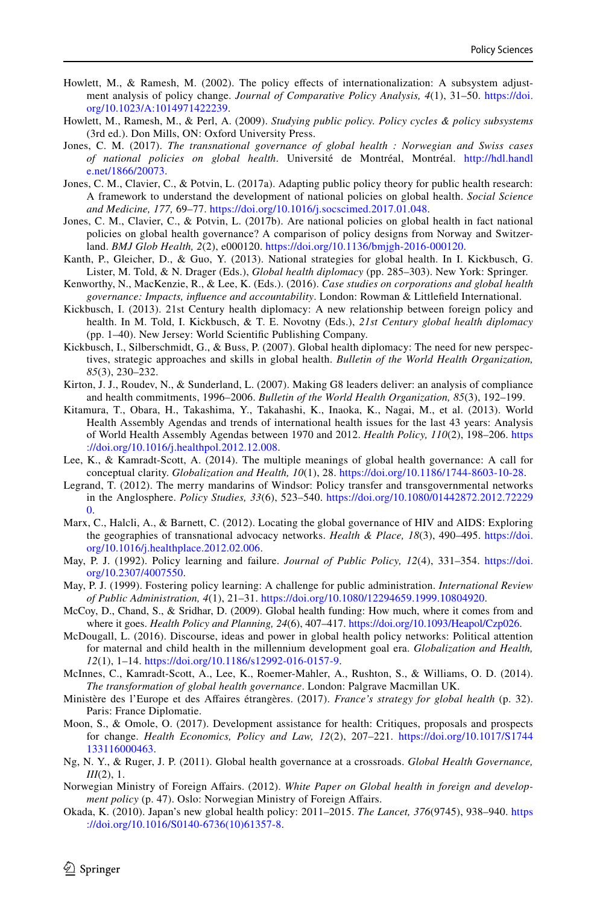Howlett, M., & Ramesh, M. (2002). The policy effects of internationalization: A subsystem adjustment analysis of policy change. *Journal of Comparative Policy Analysis, 4*(1), 31–50. https://doi.org/10.1023/A:1014971422239.

Howlett, M., Ramesh, M., & Perl, A. (2009). *Studying public policy. Policy cycles & policy subsystems* (3rd ed.). Don Mills, ON: Oxford University Press.

Jones, C. M. (2017). *The transnational governance of global health : Norwegian and Swiss cases of national policies on global health*. Université de Montréal, Montréal. http://hdl.handle.net/1866/20073.

Jones, C. M., Clavier, C., & Potvin, L. (2017a). Adapting public policy theory for public health research: A framework to understand the development of national policies on global health. *Social Science and Medicine, 177,* 69–77. https://doi.org/10.1016/j.socscimed.2017.01.048.

Jones, C. M., Clavier, C., & Potvin, L. (2017b). Are national policies on global health in fact national policies on global health governance? A comparison of policy designs from Norway and Switzerland. *BMJ Glob Health, 2*(2), e000120. https://doi.org/10.1136/bmjgh-2016-000120.

Kanth, P., Gleicher, D., & Guo, Y. (2013). National strategies for global health. In I. Kickbusch, G. Lister, M. Told, & N. Drager (Eds.), *Global health diplomacy* (pp. 285–303). New York: Springer.

Kenworthy, N., MacKenzie, R., & Lee, K. (Eds.). (2016). *Case studies on corporations and global health governance: Impacts, influence and accountability*. London: Rowman & Littlefield International.

Kickbusch, I. (2013). 21st Century health diplomacy: A new relationship between foreign policy and health. In M. Told, I. Kickbusch, & T. E. Novotny (Eds.), *21st Century global health diplomacy* (pp. 1–40). New Jersey: World Scientific Publishing Company.

Kickbusch, I., Silberschmidt, G., & Buss, P. (2007). Global health diplomacy: The need for new perspectives, strategic approaches and skills in global health. *Bulletin of the World Health Organization, 85*(3), 230–232.

Kirton, J. J., Roudev, N., & Sunderland, L. (2007). Making G8 leaders deliver: an analysis of compliance and health commitments, 1996–2006. *Bulletin of the World Health Organization, 85*(3), 192–199.

Kitamura, T., Obara, H., Takashima, Y., Takahashi, K., Inaoka, K., Nagai, M., et al. (2013). World Health Assembly Agendas and trends of international health issues for the last 43 years: Analysis of World Health Assembly Agendas between 1970 and 2012. *Health Policy, 110*(2), 198–206. https://doi.org/10.1016/j.healthpol.2012.12.008.

Lee, K., & Kamradt-Scott, A. (2014). The multiple meanings of global health governance: A call for conceptual clarity. *Globalization and Health, 10*(1), 28. https://doi.org/10.1186/1744-8603-10-28.

Legrand, T. (2012). The merry mandarins of Windsor: Policy transfer and transgovernmental networks in the Anglosphere. *Policy Studies, 33*(6), 523–540. https://doi.org/10.1080/01442872.2012.722290.

Marx, C., Halcli, A., & Barnett, C. (2012). Locating the global governance of HIV and AIDS: Exploring the geographies of transnational advocacy networks. *Health & Place, 18*(3), 490–495. https://doi.org/10.1016/j.healthplace.2012.02.006.

May, P. J. (1992). Policy learning and failure. *Journal of Public Policy, 12*(4), 331–354. https://doi.org/10.2307/4007550.

May, P. J. (1999). Fostering policy learning: A challenge for public administration. *International Review of Public Administration, 4*(1), 21–31. https://doi.org/10.1080/12294659.1999.10804920.

McCoy, D., Chand, S., & Sridhar, D. (2009). Global health funding: How much, where it comes from and where it goes. *Health Policy and Planning, 24*(6), 407–417. https://doi.org/10.1093/Heapol/Czp026.

McDougall, L. (2016). Discourse, ideas and power in global health policy networks: Political attention for maternal and child health in the millennium development goal era. *Globalization and Health, 12*(1), 1–14. https://doi.org/10.1186/s12992-016-0157-9.

McInnes, C., Kamradt-Scott, A., Lee, K., Roemer-Mahler, A., Rushton, S., & Williams, O. D. (2014). *The transformation of global health governance*. London: Palgrave Macmillan UK.

Ministère des l'Europe et des Affaires étrangères. (2017). *France's strategy for global health* (p. 32). Paris: France Diplomatie.

Moon, S., & Omole, O. (2017). Development assistance for health: Critiques, proposals and prospects for change. *Health Economics, Policy and Law, 12*(2), 207–221. https://doi.org/10.1017/S1744133116000463.

Ng, N. Y., & Ruger, J. P. (2011). Global health governance at a crossroads. *Global Health Governance, III*(2), 1.

Norwegian Ministry of Foreign Affairs. (2012). *White Paper on Global health in foreign and development policy* (p. 47). Oslo: Norwegian Ministry of Foreign Affairs.

Okada, K. (2010). Japan's new global health policy: 2011–2015. *The Lancet, 376*(9745), 938–940. https://doi.org/10.1016/S0140-6736(10)61357-8.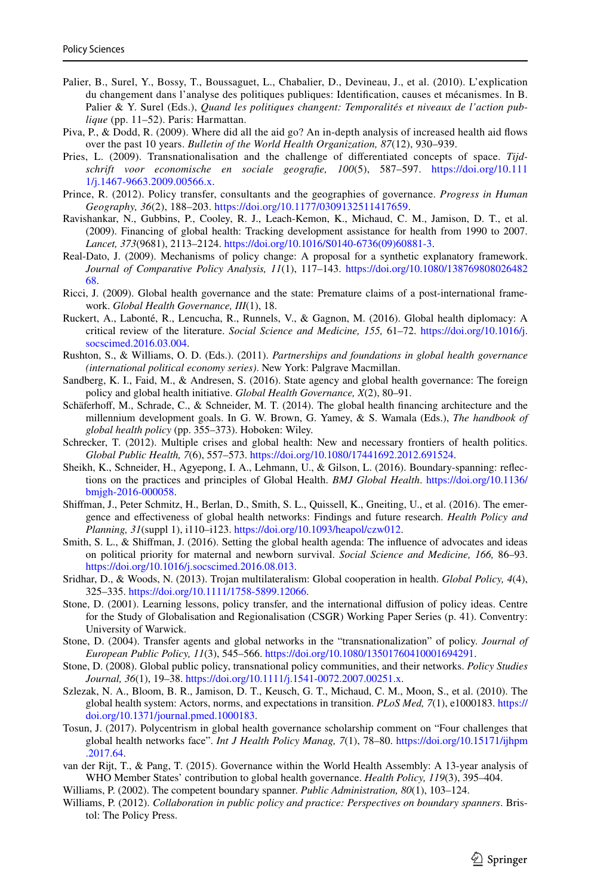Palier, B., Surel, Y., Bossy, T., Boussaguet, L., Chabalier, D., Devineau, J., et al. (2010). L'explication du changement dans l'analyse des politiques publiques: Identification, causes et mécanismes. In B. Palier & Y. Surel (Eds.), *Quand les politiques changent: Temporalités et niveaux de l'action publique* (pp. 11–52). Paris: Harmattan.

Piva, P., & Dodd, R. (2009). Where did all the aid go? An in-depth analysis of increased health aid flows over the past 10 years. *Bulletin of the World Health Organization, 87*(12), 930–939.

Pries, L. (2009). Transnationalisation and the challenge of differentiated concepts of space. *Tijdschrift voor economische en sociale geografie, 100*(5), 587–597. https://doi.org/10.1111/j.1467-9663.2009.00566.x.

Prince, R. (2012). Policy transfer, consultants and the geographies of governance. *Progress in Human Geography, 36*(2), 188–203. https://doi.org/10.1177/0309132511417659.

Ravishankar, N., Gubbins, P., Cooley, R. J., Leach-Kemon, K., Michaud, C. M., Jamison, D. T., et al. (2009). Financing of global health: Tracking development assistance for health from 1990 to 2007. *Lancet, 373*(9681), 2113–2124. https://doi.org/10.1016/S0140-6736(09)60881-3.

Real-Dato, J. (2009). Mechanisms of policy change: A proposal for a synthetic explanatory framework. *Journal of Comparative Policy Analysis, 11*(1), 117–143. https://doi.org/10.1080/13876980802648268.

Ricci, J. (2009). Global health governance and the state: Premature claims of a post-international framework. *Global Health Governance, III*(1), 18.

Ruckert, A., Labonté, R., Lencucha, R., Runnels, V., & Gagnon, M. (2016). Global health diplomacy: A critical review of the literature. *Social Science and Medicine, 155,* 61–72. https://doi.org/10.1016/j.socscimed.2016.03.004.

Rushton, S., & Williams, O. D. (Eds.). (2011). *Partnerships and foundations in global health governance (international political economy series)*. New York: Palgrave Macmillan.

Sandberg, K. I., Faid, M., & Andresen, S. (2016). State agency and global health governance: The foreign policy and global health initiative. *Global Health Governance, X*(2), 80–91.

Schäferhoff, M., Schrade, C., & Schneider, M. T. (2014). The global health financing architecture and the millennium development goals. In G. W. Brown, G. Yamey, & S. Wamala (Eds.), *The handbook of global health policy* (pp. 355–373). Hoboken: Wiley.

Schrecker, T. (2012). Multiple crises and global health: New and necessary frontiers of health politics. *Global Public Health, 7*(6), 557–573. https://doi.org/10.1080/17441692.2012.691524.

Sheikh, K., Schneider, H., Agyepong, I. A., Lehmann, U., & Gilson, L. (2016). Boundary-spanning: reflections on the practices and principles of Global Health. *BMJ Global Health*. https://doi.org/10.1136/bmjgh-2016-000058.

Shiffman, J., Peter Schmitz, H., Berlan, D., Smith, S. L., Quissell, K., Gneiting, U., et al. (2016). The emergence and effectiveness of global health networks: Findings and future research. *Health Policy and Planning, 31*(suppl 1), i110–i123. https://doi.org/10.1093/heapol/czw012.

Smith, S. L., & Shiffman, J. (2016). Setting the global health agenda: The influence of advocates and ideas on political priority for maternal and newborn survival. *Social Science and Medicine, 166,* 86–93. https://doi.org/10.1016/j.socscimed.2016.08.013.

Sridhar, D., & Woods, N. (2013). Trojan multilateralism: Global cooperation in health. *Global Policy, 4*(4), 325–335. https://doi.org/10.1111/1758-5899.12066.

Stone, D. (2001). Learning lessons, policy transfer, and the international diffusion of policy ideas. Centre for the Study of Globalisation and Regionalisation (CSGR) Working Paper Series (p. 41). Conventry: University of Warwick.

Stone, D. (2004). Transfer agents and global networks in the "transnationalization" of policy. *Journal of European Public Policy, 11*(3), 545–566. https://doi.org/10.1080/13501760410001694291.

Stone, D. (2008). Global public policy, transnational policy communities, and their networks. *Policy Studies Journal, 36*(1), 19–38. https://doi.org/10.1111/j.1541-0072.2007.00251.x.

Szlezak, N. A., Bloom, B. R., Jamison, D. T., Keusch, G. T., Michaud, C. M., Moon, S., et al. (2010). The global health system: Actors, norms, and expectations in transition. *PLoS Med, 7*(1), e1000183. https://doi.org/10.1371/journal.pmed.1000183.

Tosun, J. (2017). Polycentrism in global health governance scholarship comment on "Four challenges that global health networks face". *Int J Health Policy Manag, 7*(1), 78–80. https://doi.org/10.15171/ijhpm.2017.64.

van der Rijt, T., & Pang, T. (2015). Governance within the World Health Assembly: A 13-year analysis of WHO Member States' contribution to global health governance. *Health Policy, 119*(3), 395–404.

Williams, P. (2002). The competent boundary spanner. *Public Administration, 80*(1), 103–124.

Williams, P. (2012). *Collaboration in public policy and practice: Perspectives on boundary spanners*. Bristol: The Policy Press.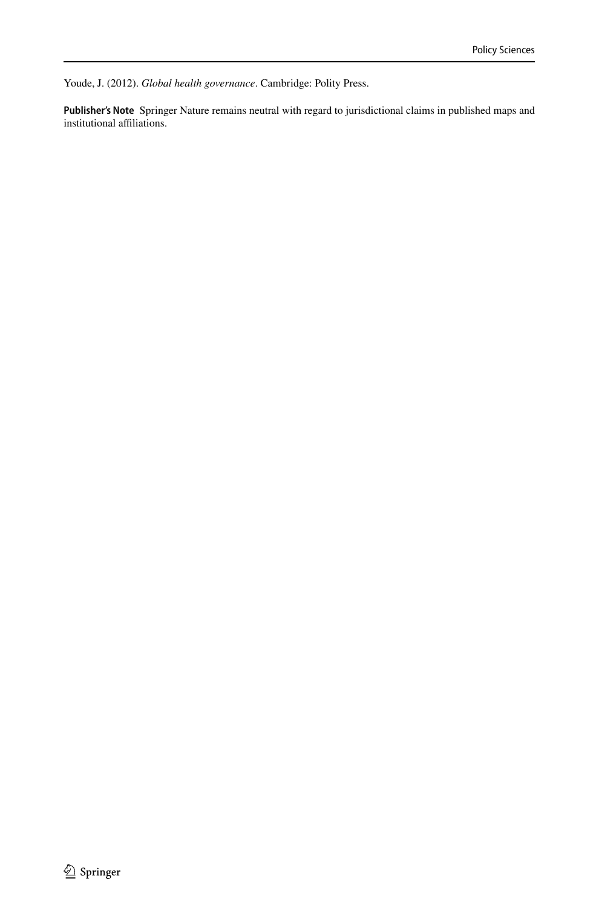Youde, J. (2012). *Global health governance*. Cambridge: Polity Press.

**Publisher's Note** Springer Nature remains neutral with regard to jurisdictional claims in published maps and institutional affiliations.